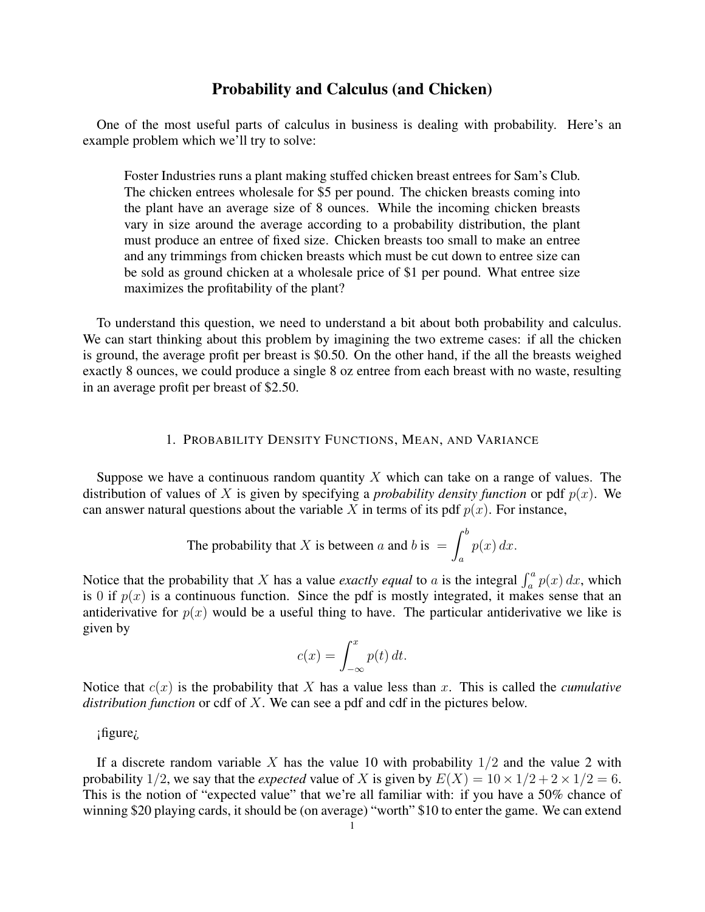# Probability and Calculus (and Chicken)

One of the most useful parts of calculus in business is dealing with probability. Here's an example problem which we'll try to solve:

> Foster Industries runs a plant making stuffed chicken breast entrees for Sam's Club. The chicken entrees wholesale for \$5 per pound. The chicken breasts coming into the plant have an average size of 8 ounces. While the incoming chicken breasts vary in size around the average according to a probability distribution, the plant must produce an entree of fixed size. Chicken breasts too small to make an entree and any trimmings from chicken breasts which must be cut down to entree size can be sold as ground chicken at a wholesale price of \$1 per pound. What entree size maximizes the profitability of the plant?

To understand this question, we need to understand a bit about both probability and calculus. We can start thinking about this problem by imagining the two extreme cases: if all the chicken is ground, the average profit per breast is \$0.50. On the other hand, if the all the breasts weighed exactly 8 ounces, we could produce a single 8 oz entree from each breast with no waste, resulting in an average profit per breast of \$2.50.

## 1. Probability Density Functions, Mean, and Variance

Suppose we have a continuous random quantity $X$ which can take on a range of values. The distribution of values of $X$ is given by specifying a *probability density function* or pdf $p(x)$. We can answer natural questions about the variable $X$ in terms of its pdf $p(x)$. For instance,

$$\text{The probability that } X \text{ is between } a \text{ and } b \text{ is } = \int_a^b p(x)\,dx.$$

Notice that the probability that $X$ has a value *exactly equal* to $a$ is the integral $\int_a^a p(x)\,dx$, which is 0 if $p(x)$ is a continuous function. Since the pdf is mostly integrated, it makes sense that an antiderivative for $p(x)$ would be a useful thing to have. The particular antiderivative we like is given by

$$c(x) = \int_{-\infty}^{x} p(t)\,dt.$$

Notice that $c(x)$ is the probability that $X$ has a value less than $x$. This is called the *cumulative distribution function* or cdf of $X$. We can see a pdf and cdf in the pictures below.

¡figure¿

If a discrete random variable $X$ has the value 10 with probability $1/2$ and the value 2 with probability $1/2$, we say that the *expected* value of $X$ is given by $E(X) = 10 \times 1/2 + 2 \times 1/2 = 6$. This is the notion of "expected value" that we're all familiar with: if you have a 50% chance of winning \$20 playing cards, it should be (on average) "worth" \$10 to enter the game. We can extend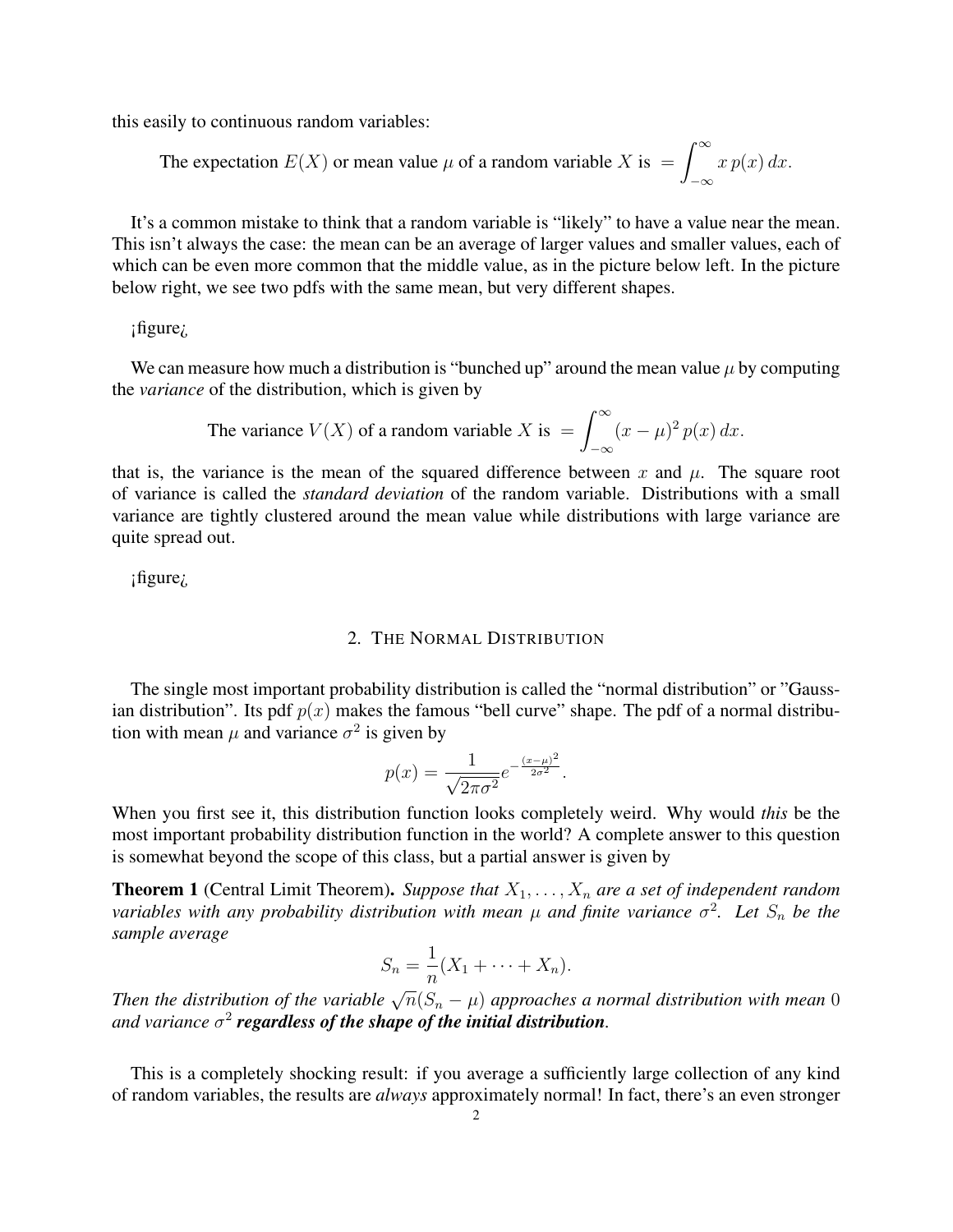this easily to continuous random variables:

The expectation $E(X)$ or mean value $\mu$ of a random variable $X$ is $= \int_{-\infty}^{\infty} x\, p(x)\, dx$.

It's a common mistake to think that a random variable is "likely" to have a value near the mean. This isn't always the case: the mean can be an average of larger values and smaller values, each of which can be even more common that the middle value, as in the picture below left. In the picture below right, we see two pdfs with the same mean, but very different shapes.

¡figure¿

We can measure how much a distribution is "bunched up" around the mean value $\mu$ by computing the *variance* of the distribution, which is given by

The variance $V(X)$ of a random variable $X$ is $= \int_{-\infty}^{\infty} (x-\mu)^2\, p(x)\, dx$.

that is, the variance is the mean of the squared difference between $x$ and $\mu$. The square root of variance is called the *standard deviation* of the random variable. Distributions with a small variance are tightly clustered around the mean value while distributions with large variance are quite spread out.

¡figure¿

## 2. The Normal Distribution

The single most important probability distribution is called the "normal distribution" or "Gaussian distribution". Its pdf $p(x)$ makes the famous "bell curve" shape. The pdf of a normal distribution with mean $\mu$ and variance $\sigma^2$ is given by

$$p(x) = \frac{1}{\sqrt{2\pi\sigma^2}} e^{-\frac{(x-\mu)^2}{2\sigma^2}}.$$

When you first see it, this distribution function looks completely weird. Why would *this* be the most important probability distribution function in the world? A complete answer to this question is somewhat beyond the scope of this class, but a partial answer is given by

**Theorem 1** (Central Limit Theorem)**.** *Suppose that $X_1, \dots, X_n$ are a set of independent random variables with any probability distribution with mean $\mu$ and finite variance $\sigma^2$. Let $S_n$ be the sample average*

$$S_n = \frac{1}{n}(X_1 + \cdots + X_n).$$

*Then the distribution of the variable $\sqrt{n}(S_n - \mu)$ approaches a normal distribution with mean $0$ and variance $\sigma^2$* ***regardless of the shape of the initial distribution****.*

This is a completely shocking result: if you average a sufficiently large collection of any kind of random variables, the results are *always* approximately normal! In fact, there's an even stronger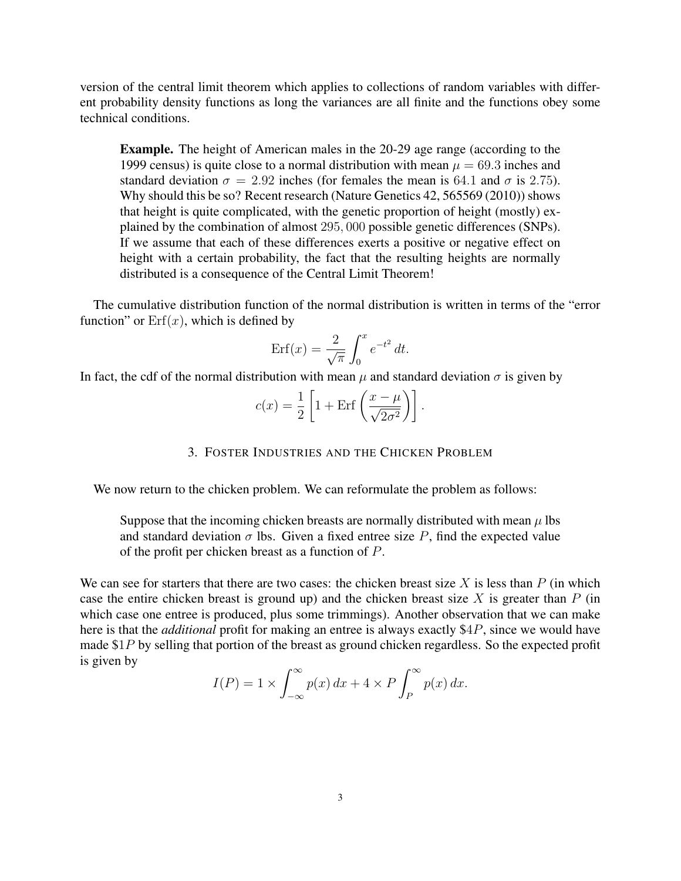version of the central limit theorem which applies to collections of random variables with different probability density functions as long the variances are all finite and the functions obey some technical conditions.

> **Example.** The height of American males in the 20-29 age range (according to the 1999 census) is quite close to a normal distribution with mean $\mu = 69.3$ inches and standard deviation $\sigma = 2.92$ inches (for females the mean is $64.1$ and $\sigma$ is $2.75$). Why should this be so? Recent research (Nature Genetics 42, 565569 (2010)) shows that height is quite complicated, with the genetic proportion of height (mostly) explained by the combination of almost $295,000$ possible genetic differences (SNPs). If we assume that each of these differences exerts a positive or negative effect on height with a certain probability, the fact that the resulting heights are normally distributed is a consequence of the Central Limit Theorem!

The cumulative distribution function of the normal distribution is written in terms of the "error function" or $\mathrm{Erf}(x)$, which is defined by

$$\mathrm{Erf}(x) = \frac{2}{\sqrt{\pi}} \int_0^x e^{-t^2}\, dt.$$

In fact, the cdf of the normal distribution with mean $\mu$ and standard deviation $\sigma$ is given by

$$c(x) = \frac{1}{2}\left[1 + \mathrm{Erf}\left(\frac{x-\mu}{\sqrt{2\sigma^2}}\right)\right].$$

## 3. Foster Industries and the Chicken Problem

We now return to the chicken problem. We can reformulate the problem as follows:

> Suppose that the incoming chicken breasts are normally distributed with mean $\mu$ lbs and standard deviation $\sigma$ lbs. Given a fixed entree size $P$, find the expected value of the profit per chicken breast as a function of $P$.

We can see for starters that there are two cases: the chicken breast size $X$ is less than $P$ (in which case the entire chicken breast is ground up) and the chicken breast size $X$ is greater than $P$ (in which case one entree is produced, plus some trimmings). Another observation that we can make here is that the *additional* profit for making an entree is always exactly $\$4P$, since we would have made $\$1P$ by selling that portion of the breast as ground chicken regardless. So the expected profit is given by

$$I(P) = 1 \times \int_{-\infty}^{\infty} p(x)\, dx + 4 \times P \int_P^{\infty} p(x)\, dx.$$